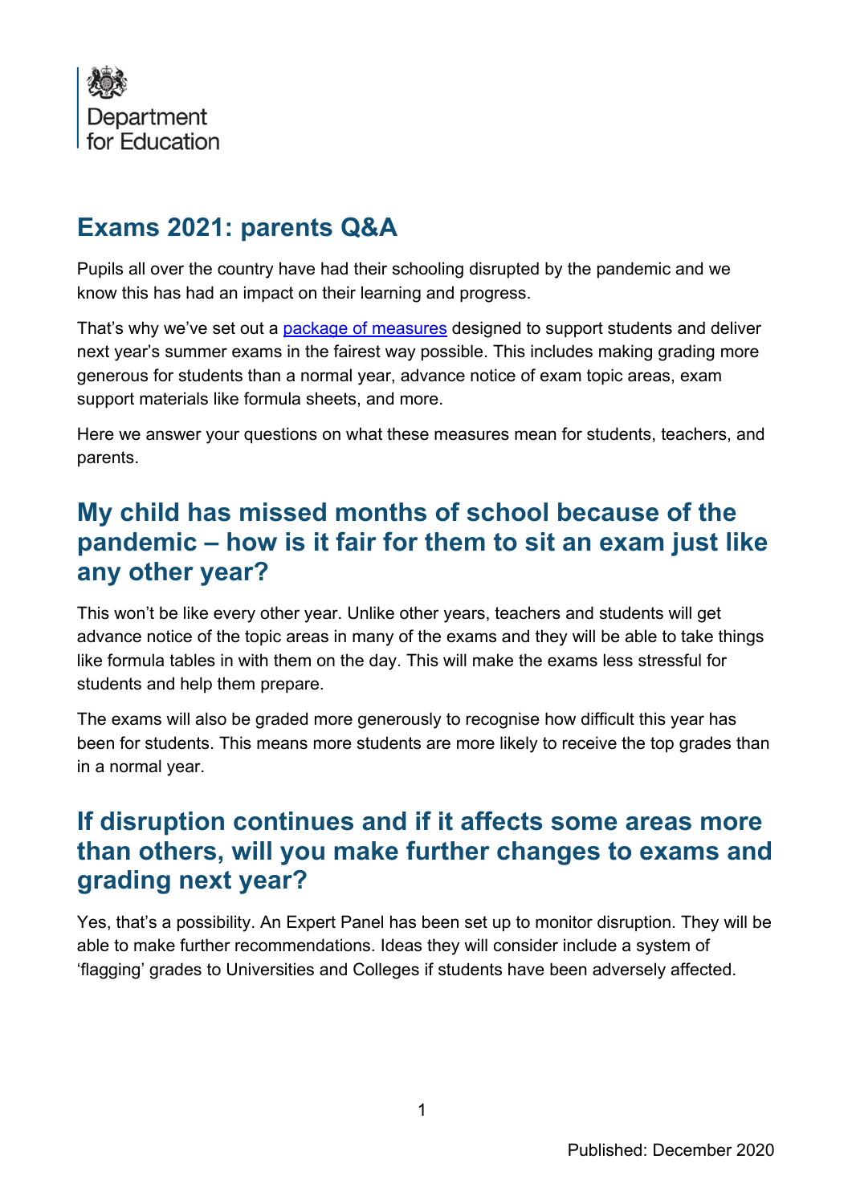Department for Education

# Exams 2021: parents Q&A

Pupils all over the country have had their schooling disrupted by the pandemic and we know this has had an impact on their learning and progress.

That's why we've set out a package of measures designed to support students and deliver next year's summer exams in the fairest way possible. This includes making grading more generous for students than a normal year, advance notice of exam topic areas, exam support materials like formula sheets, and more.

Here we answer your questions on what these measures mean for students, teachers, and parents.

## My child has missed months of school because of the pandemic – how is it fair for them to sit an exam just like any other year?

This won't be like every other year. Unlike other years, teachers and students will get advance notice of the topic areas in many of the exams and they will be able to take things like formula tables in with them on the day. This will make the exams less stressful for students and help them prepare.

The exams will also be graded more generously to recognise how difficult this year has been for students. This means more students are more likely to receive the top grades than in a normal year.

## If disruption continues and if it affects some areas more than others, will you make further changes to exams and grading next year?

Yes, that's a possibility. An Expert Panel has been set up to monitor disruption. They will be able to make further recommendations. Ideas they will consider include a system of 'flagging' grades to Universities and Colleges if students have been adversely affected.

Published: December 2020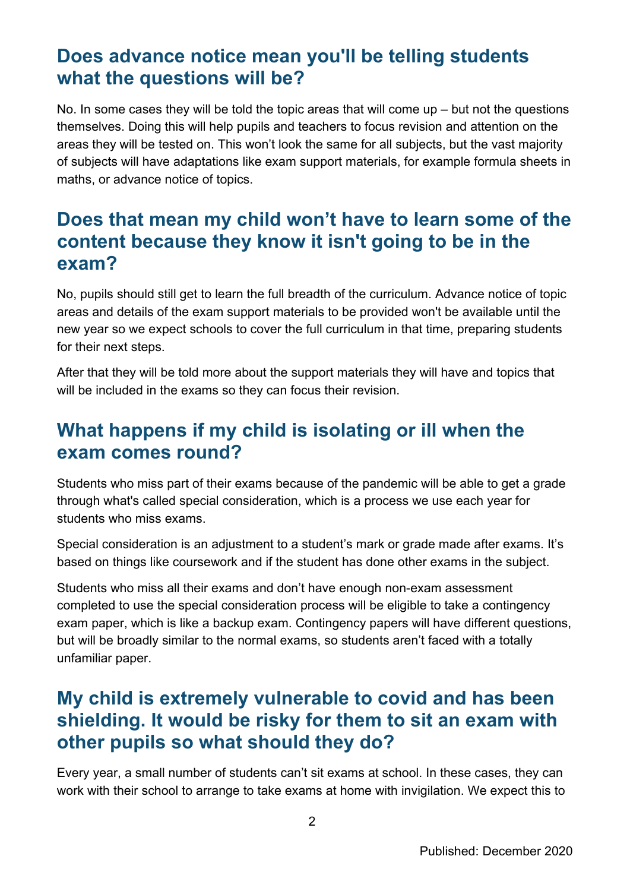## Does advance notice mean you'll be telling students what the questions will be?

No. In some cases they will be told the topic areas that will come up – but not the questions themselves. Doing this will help pupils and teachers to focus revision and attention on the areas they will be tested on. This won't look the same for all subjects, but the vast majority of subjects will have adaptations like exam support materials, for example formula sheets in maths, or advance notice of topics.

## Does that mean my child won't have to learn some of the content because they know it isn't going to be in the exam?

No, pupils should still get to learn the full breadth of the curriculum. Advance notice of topic areas and details of the exam support materials to be provided won't be available until the new year so we expect schools to cover the full curriculum in that time, preparing students for their next steps.

After that they will be told more about the support materials they will have and topics that will be included in the exams so they can focus their revision.

## What happens if my child is isolating or ill when the exam comes round?

Students who miss part of their exams because of the pandemic will be able to get a grade through what's called special consideration, which is a process we use each year for students who miss exams.

Special consideration is an adjustment to a student's mark or grade made after exams. It's based on things like coursework and if the student has done other exams in the subject.

Students who miss all their exams and don't have enough non-exam assessment completed to use the special consideration process will be eligible to take a contingency exam paper, which is like a backup exam. Contingency papers will have different questions, but will be broadly similar to the normal exams, so students aren't faced with a totally unfamiliar paper.

## My child is extremely vulnerable to covid and has been shielding. It would be risky for them to sit an exam with other pupils so what should they do?

Every year, a small number of students can't sit exams at school. In these cases, they can work with their school to arrange to take exams at home with invigilation. We expect this to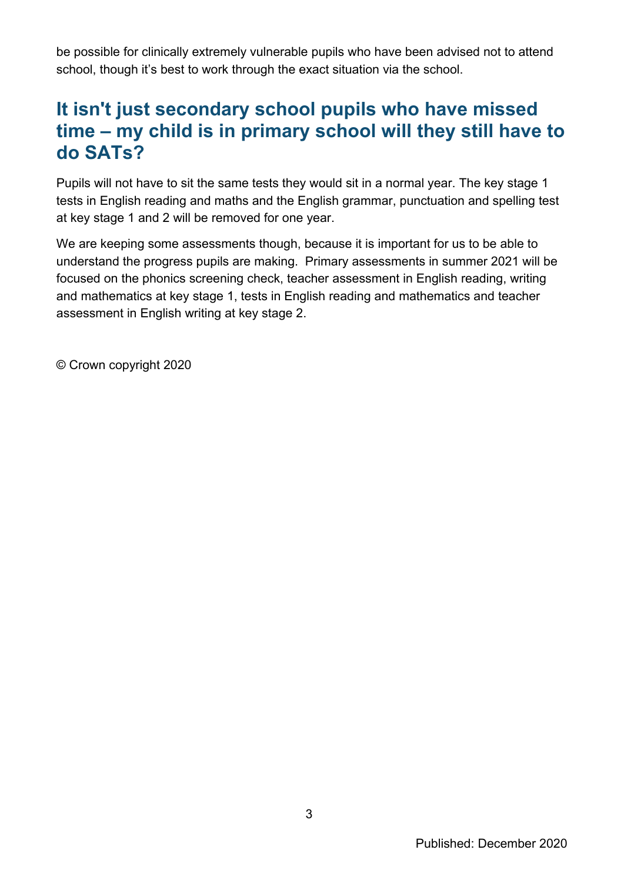be possible for clinically extremely vulnerable pupils who have been advised not to attend school, though it's best to work through the exact situation via the school.

## It isn't just secondary school pupils who have missed time – my child is in primary school will they still have to do SATs?

Pupils will not have to sit the same tests they would sit in a normal year. The key stage 1 tests in English reading and maths and the English grammar, punctuation and spelling test at key stage 1 and 2 will be removed for one year.

We are keeping some assessments though, because it is important for us to be able to understand the progress pupils are making. Primary assessments in summer 2021 will be focused on the phonics screening check, teacher assessment in English reading, writing and mathematics at key stage 1, tests in English reading and mathematics and teacher assessment in English writing at key stage 2.

© Crown copyright 2020

Published: December 2020